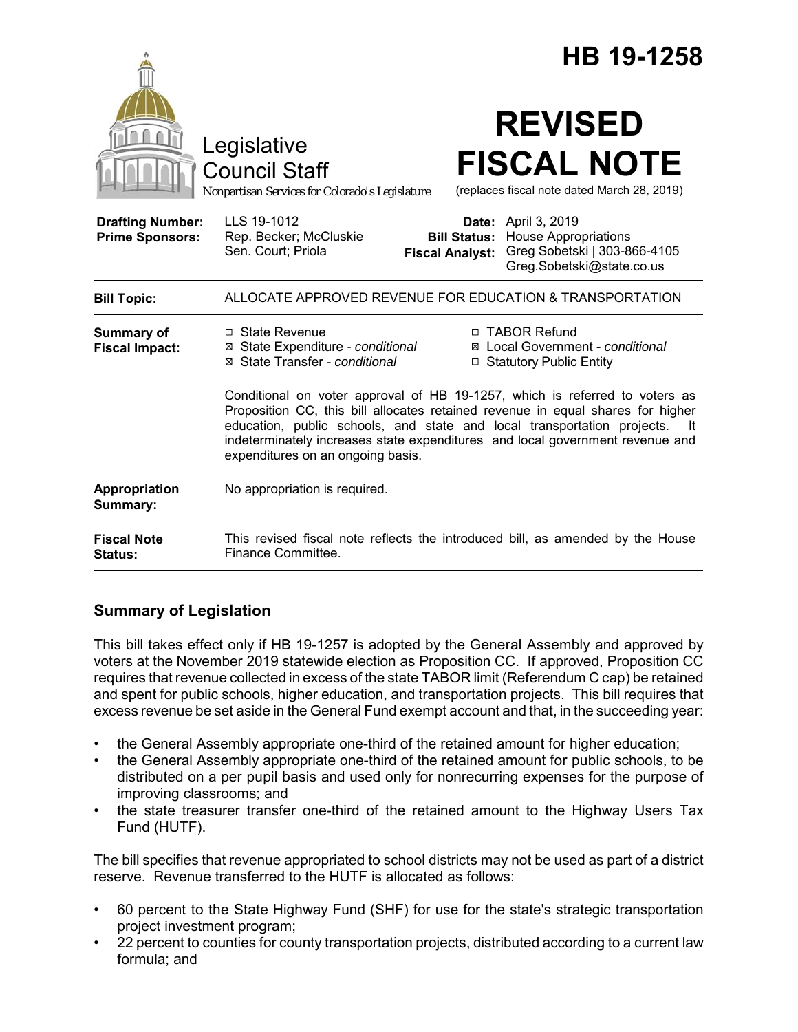# HB 19-1258

Legislative Council Staff

*Nonpartisan Services for Colorado's Legislature*

# REVISED FISCAL NOTE

(replaces fiscal note dated March 28, 2019)

| | | | |
|---|---|---|---|
| **Drafting Number:** | LLS 19-1012 | **Date:** | April 3, 2019 |
| **Prime Sponsors:** | Rep. Becker; McCluskie<br>Sen. Court; Priola | **Bill Status:** | House Appropriations |
| | | **Fiscal Analyst:** | Greg Sobetski \| 303-866-4105<br>Greg.Sobetski@state.co.us |

| | |
|---|---|
| **Bill Topic:** | ALLOCATE APPROVED REVENUE FOR EDUCATION & TRANSPORTATION |
| **Summary of Fiscal Impact:** | ☐ State Revenue<br>☒ State Expenditure - *conditional*<br>☒ State Transfer - *conditional*<br>☐ TABOR Refund<br>☒ Local Government - *conditional*<br>☐ Statutory Public Entity<br><br>Conditional on voter approval of HB 19-1257, which is referred to voters as Proposition CC, this bill allocates retained revenue in equal shares for higher education, public schools, and state and local transportation projects. It indeterminately increases state expenditures and local government revenue and expenditures on an ongoing basis. |
| **Appropriation Summary:** | No appropriation is required. |
| **Fiscal Note Status:** | This revised fiscal note reflects the introduced bill, as amended by the House Finance Committee. |

## Summary of Legislation

This bill takes effect only if HB 19-1257 is adopted by the General Assembly and approved by voters at the November 2019 statewide election as Proposition CC. If approved, Proposition CC requires that revenue collected in excess of the state TABOR limit (Referendum C cap) be retained and spent for public schools, higher education, and transportation projects. This bill requires that excess revenue be set aside in the General Fund exempt account and that, in the succeeding year:

- the General Assembly appropriate one-third of the retained amount for higher education;
- the General Assembly appropriate one-third of the retained amount for public schools, to be distributed on a per pupil basis and used only for nonrecurring expenses for the purpose of improving classrooms; and
- the state treasurer transfer one-third of the retained amount to the Highway Users Tax Fund (HUTF).

The bill specifies that revenue appropriated to school districts may not be used as part of a district reserve. Revenue transferred to the HUTF is allocated as follows:

- 60 percent to the State Highway Fund (SHF) for use for the state's strategic transportation project investment program;
- 22 percent to counties for county transportation projects, distributed according to a current law formula; and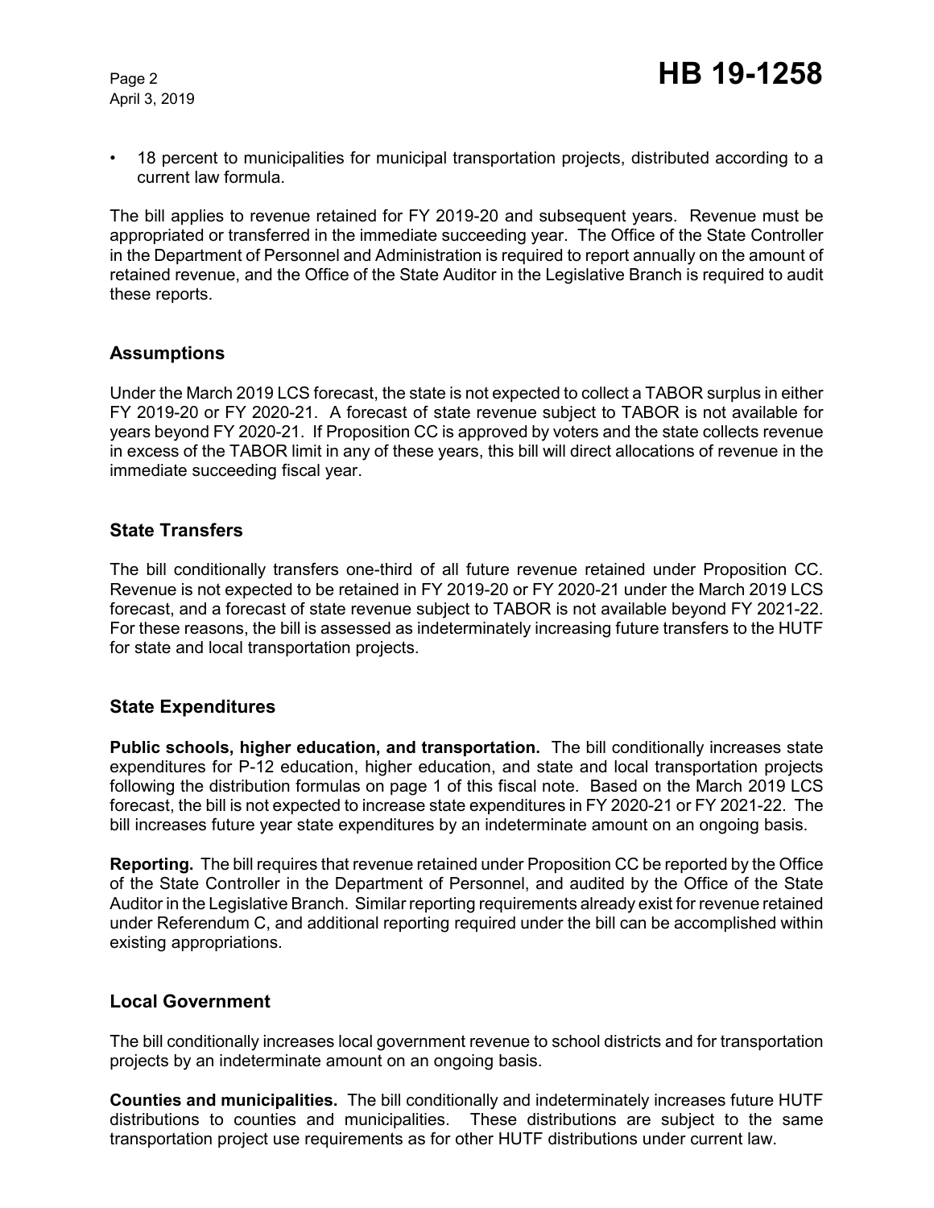- 18 percent to municipalities for municipal transportation projects, distributed according to a current law formula.

The bill applies to revenue retained for FY 2019-20 and subsequent years. Revenue must be appropriated or transferred in the immediate succeeding year. The Office of the State Controller in the Department of Personnel and Administration is required to report annually on the amount of retained revenue, and the Office of the State Auditor in the Legislative Branch is required to audit these reports.

## Assumptions

Under the March 2019 LCS forecast, the state is not expected to collect a TABOR surplus in either FY 2019-20 or FY 2020-21. A forecast of state revenue subject to TABOR is not available for years beyond FY 2020-21. If Proposition CC is approved by voters and the state collects revenue in excess of the TABOR limit in any of these years, this bill will direct allocations of revenue in the immediate succeeding fiscal year.

## State Transfers

The bill conditionally transfers one-third of all future revenue retained under Proposition CC. Revenue is not expected to be retained in FY 2019-20 or FY 2020-21 under the March 2019 LCS forecast, and a forecast of state revenue subject to TABOR is not available beyond FY 2021-22. For these reasons, the bill is assessed as indeterminately increasing future transfers to the HUTF for state and local transportation projects.

## State Expenditures

**Public schools, higher education, and transportation.** The bill conditionally increases state expenditures for P-12 education, higher education, and state and local transportation projects following the distribution formulas on page 1 of this fiscal note. Based on the March 2019 LCS forecast, the bill is not expected to increase state expenditures in FY 2020-21 or FY 2021-22. The bill increases future year state expenditures by an indeterminate amount on an ongoing basis.

**Reporting.** The bill requires that revenue retained under Proposition CC be reported by the Office of the State Controller in the Department of Personnel, and audited by the Office of the State Auditor in the Legislative Branch. Similar reporting requirements already exist for revenue retained under Referendum C, and additional reporting required under the bill can be accomplished within existing appropriations.

## Local Government

The bill conditionally increases local government revenue to school districts and for transportation projects by an indeterminate amount on an ongoing basis.

**Counties and municipalities.** The bill conditionally and indeterminately increases future HUTF distributions to counties and municipalities. These distributions are subject to the same transportation project use requirements as for other HUTF distributions under current law.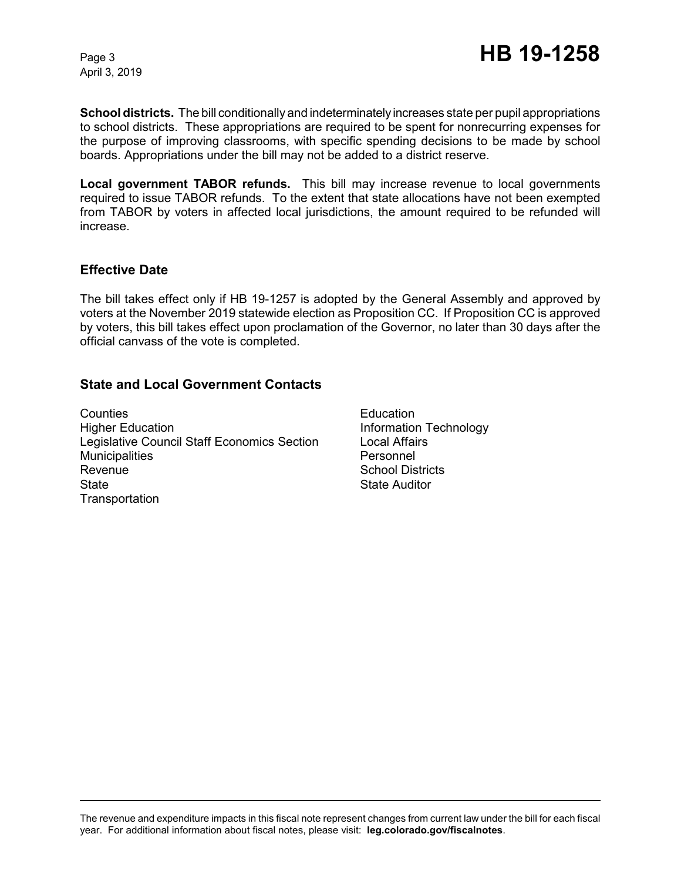**School districts.** The bill conditionally and indeterminately increases state per pupil appropriations to school districts. These appropriations are required to be spent for nonrecurring expenses for the purpose of improving classrooms, with specific spending decisions to be made by school boards. Appropriations under the bill may not be added to a district reserve.

**Local government TABOR refunds.** This bill may increase revenue to local governments required to issue TABOR refunds. To the extent that state allocations have not been exempted from TABOR by voters in affected local jurisdictions, the amount required to be refunded will increase.

## Effective Date

The bill takes effect only if HB 19-1257 is adopted by the General Assembly and approved by voters at the November 2019 statewide election as Proposition CC. If Proposition CC is approved by voters, this bill takes effect upon proclamation of the Governor, no later than 30 days after the official canvass of the vote is completed.

## State and Local Government Contacts

| | |
|---|---|
| Counties | Education |
| Higher Education | Information Technology |
| Legislative Council Staff Economics Section | Local Affairs |
| Municipalities | Personnel |
| Revenue | School Districts |
| State | State Auditor |
| Transportation | |

The revenue and expenditure impacts in this fiscal note represent changes from current law under the bill for each fiscal year. For additional information about fiscal notes, please visit: **leg.colorado.gov/fiscalnotes**.